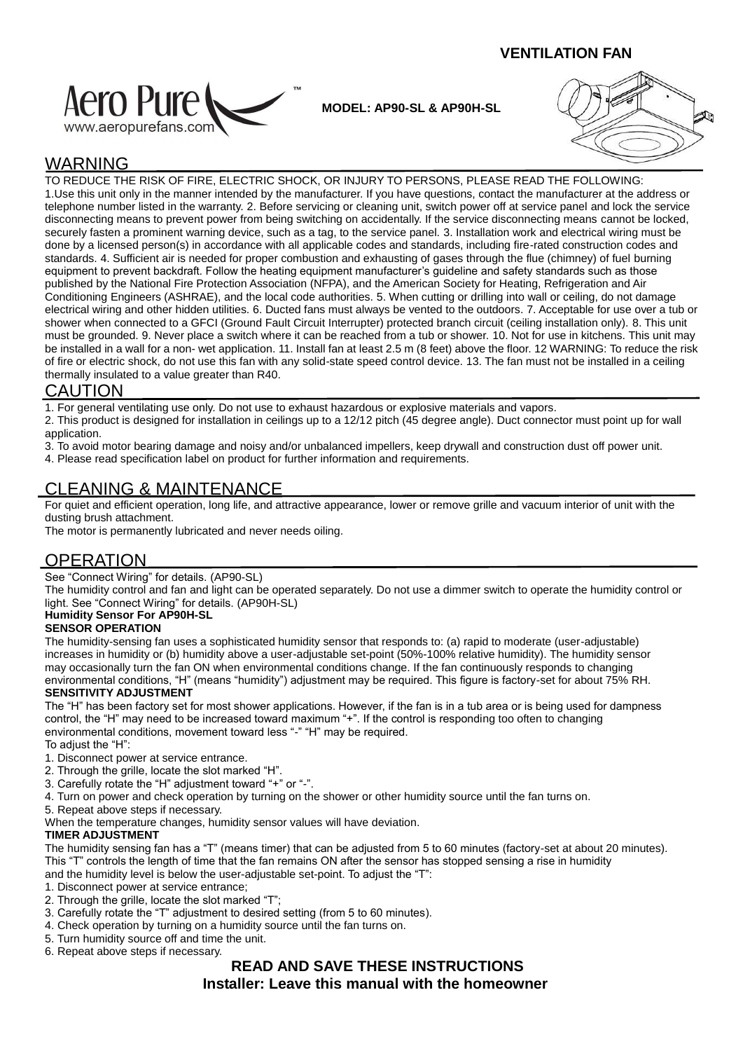**VENTILATION FAN**

Aero Pure™
www.aeropurefans.com

**MODEL: AP90-SL & AP90H-SL**

## WARNING

TO REDUCE THE RISK OF FIRE, ELECTRIC SHOCK, OR INJURY TO PERSONS, PLEASE READ THE FOLLOWING:
1.Use this unit only in the manner intended by the manufacturer. If you have questions, contact the manufacturer at the address or telephone number listed in the warranty. 2. Before servicing or cleaning unit, switch power off at service panel and lock the service disconnecting means to prevent power from being switching on accidentally. If the service disconnecting means cannot be locked, securely fasten a prominent warning device, such as a tag, to the service panel. 3. Installation work and electrical wiring must be done by a licensed person(s) in accordance with all applicable codes and standards, including fire-rated construction codes and standards. 4. Sufficient air is needed for proper combustion and exhausting of gases through the flue (chimney) of fuel burning equipment to prevent backdraft. Follow the heating equipment manufacturer's guideline and safety standards such as those published by the National Fire Protection Association (NFPA), and the American Society for Heating, Refrigeration and Air Conditioning Engineers (ASHRAE), and the local code authorities. 5. When cutting or drilling into wall or ceiling, do not damage electrical wiring and other hidden utilities. 6. Ducted fans must always be vented to the outdoors. 7. Acceptable for use over a tub or shower when connected to a GFCI (Ground Fault Circuit Interrupter) protected branch circuit (ceiling installation only). 8. This unit must be grounded. 9. Never place a switch where it can be reached from a tub or shower. 10. Not for use in kitchens. This unit may be installed in a wall for a non- wet application. 11. Install fan at least 2.5 m (8 feet) above the floor. 12 WARNING: To reduce the risk of fire or electric shock, do not use this fan with any solid-state speed control device. 13. The fan must not be installed in a ceiling thermally insulated to a value greater than R40.

## CAUTION

1. For general ventilating use only. Do not use to exhaust hazardous or explosive materials and vapors.
2. This product is designed for installation in ceilings up to a 12/12 pitch (45 degree angle). Duct connector must point up for wall application.
3. To avoid motor bearing damage and noisy and/or unbalanced impellers, keep drywall and construction dust off power unit.
4. Please read specification label on product for further information and requirements.

## CLEANING & MAINTENANCE

For quiet and efficient operation, long life, and attractive appearance, lower or remove grille and vacuum interior of unit with the dusting brush attachment.
The motor is permanently lubricated and never needs oiling.

## OPERATION

See "Connect Wiring" for details. (AP90-SL)
The humidity control and fan and light can be operated separately. Do not use a dimmer switch to operate the humidity control or light. See "Connect Wiring" for details. (AP90H-SL)

**Humidity Sensor For AP90H-SL**

**SENSOR OPERATION**

The humidity-sensing fan uses a sophisticated humidity sensor that responds to: (a) rapid to moderate (user-adjustable) increases in humidity or (b) humidity above a user-adjustable set-point (50%-100% relative humidity). The humidity sensor may occasionally turn the fan ON when environmental conditions change. If the fan continuously responds to changing environmental conditions, "H" (means "humidity") adjustment may be required. This figure is factory-set for about 75% RH.

**SENSITIVITY ADJUSTMENT**

The "H" has been factory set for most shower applications. However, if the fan is in a tub area or is being used for dampness control, the "H" may need to be increased toward maximum "+". If the control is responding too often to changing environmental conditions, movement toward less "-" "H" may be required.
To adjust the "H":
1. Disconnect power at service entrance.
2. Through the grille, locate the slot marked "H".
3. Carefully rotate the "H" adjustment toward "+" or "-".
4. Turn on power and check operation by turning on the shower or other humidity source until the fan turns on.
5. Repeat above steps if necessary.

When the temperature changes, humidity sensor values will have deviation.

**TIMER ADJUSTMENT**

The humidity sensing fan has a "T" (means timer) that can be adjusted from 5 to 60 minutes (factory-set at about 20 minutes). This "T" controls the length of time that the fan remains ON after the sensor has stopped sensing a rise in humidity and the humidity level is below the user-adjustable set-point. To adjust the "T":
1. Disconnect power at service entrance;
2. Through the grille, locate the slot marked "T";
3. Carefully rotate the "T" adjustment to desired setting (from 5 to 60 minutes).
4. Check operation by turning on a humidity source until the fan turns on.
5. Turn humidity source off and time the unit.
6. Repeat above steps if necessary.

**READ AND SAVE THESE INSTRUCTIONS**
**Installer: Leave this manual with the homeowner**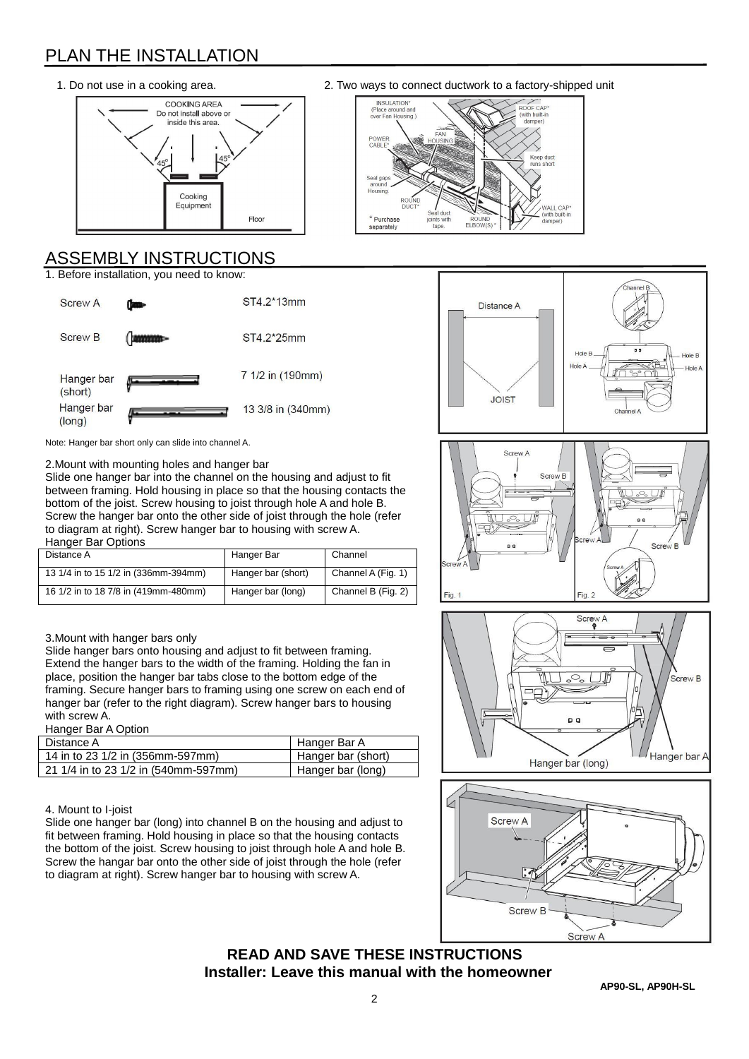# PLAN THE INSTALLATION

1. Do not use in a cooking area.

2. Two ways to connect ductwork to a factory-shipped unit

# ASSEMBLY INSTRUCTIONS

1. Before installation, you need to know:

| | |
|---|---|
| Screw A | ST4.2*13mm |
| Screw B | ST4.2*25mm |
| Hanger bar (short) | 7 1/2 in (190mm) |
| Hanger bar (long) | 13 3/8 in (340mm) |

Note: Hanger bar short only can slide into channel A.

2.Mount with mounting holes and hanger bar

Slide one hanger bar into the channel on the housing and adjust to fit between framing. Hold housing in place so that the housing contacts the bottom of the joist. Screw housing to joist through hole A and hole B. Screw the hanger bar onto the other side of joist through the hole (refer to diagram at right). Screw hanger bar to housing with screw A.

Hanger Bar Options

| Distance A | Hanger Bar | Channel |
|---|---|---|
| 13 1/4 in to 15 1/2 in (336mm-394mm) | Hanger bar (short) | Channel A (Fig. 1) |
| 16 1/2 in to 18 7/8 in (419mm-480mm) | Hanger bar (long) | Channel B (Fig. 2) |

3.Mount with hanger bars only

Slide hanger bars onto housing and adjust to fit between framing. Extend the hanger bars to the width of the framing. Holding the fan in place, position the hanger bar tabs close to the bottom edge of the framing. Secure hanger bars to framing using one screw on each end of hanger bar (refer to the right diagram). Screw hanger bars to housing with screw A.

Hanger Bar A Option

| Distance A | Hanger Bar A |
|---|---|
| 14 in to 23 1/2 in (356mm-597mm) | Hanger bar (short) |
| 21 1/4 in to 23 1/2 in (540mm-597mm) | Hanger bar (long) |

4. Mount to I-joist

Slide one hanger bar (long) into channel B on the housing and adjust to fit between framing. Hold housing in place so that the housing contacts the bottom of the joist. Screw housing to joist through hole A and hole B. Screw the hangar bar onto the other side of joist through the hole (refer to diagram at right). Screw hanger bar to housing with screw A.

**READ AND SAVE THESE INSTRUCTIONS**
**Installer: Leave this manual with the homeowner**

**AP90-SL, AP90H-SL**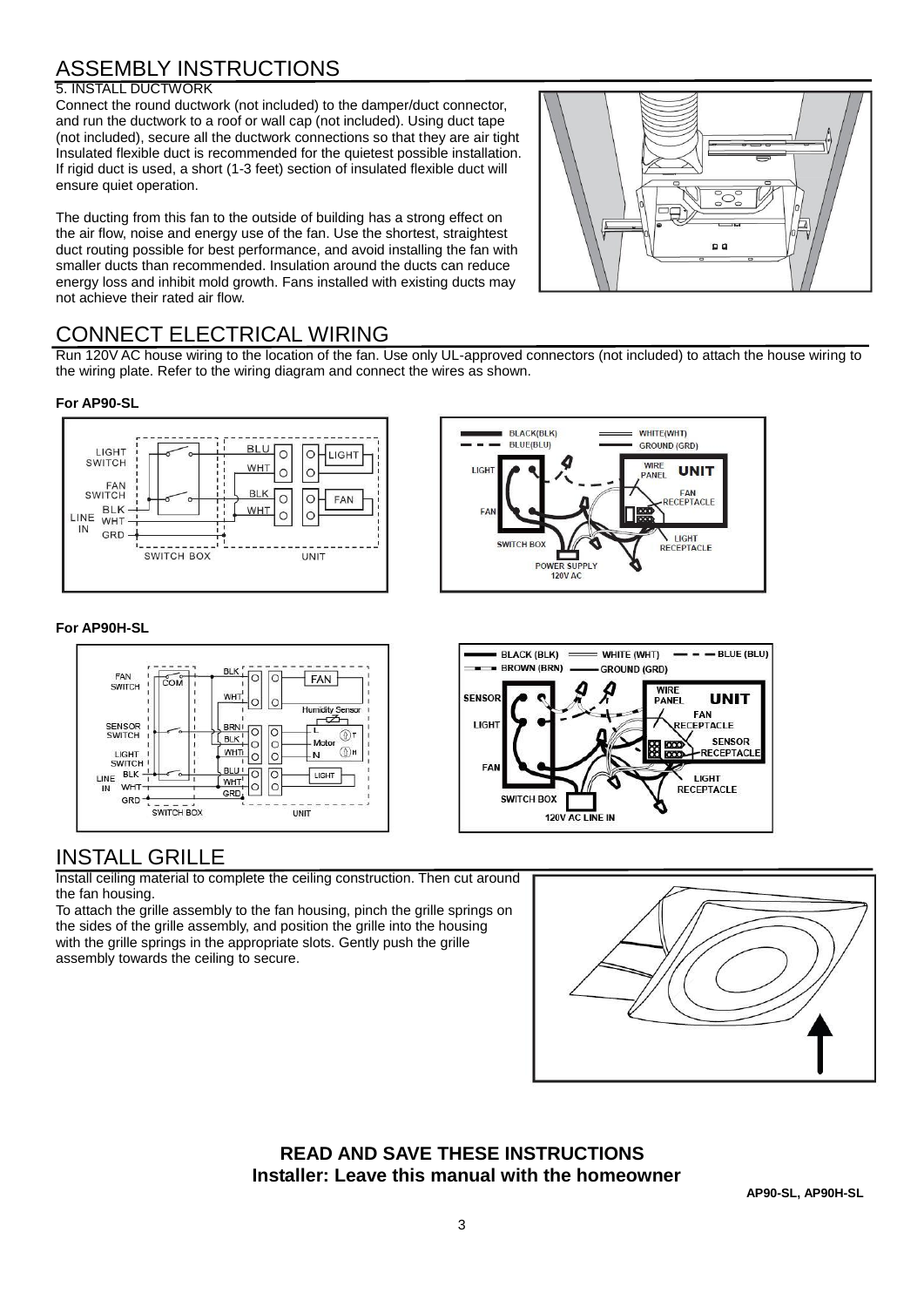## ASSEMBLY INSTRUCTIONS

5. INSTALL DUCTWORK

Connect the round ductwork (not included) to the damper/duct connector, and run the ductwork to a roof or wall cap (not included). Using duct tape (not included), secure all the ductwork connections so that they are air tight Insulated flexible duct is recommended for the quietest possible installation. If rigid duct is used, a short (1-3 feet) section of insulated flexible duct will ensure quiet operation.

The ducting from this fan to the outside of building has a strong effect on the air flow, noise and energy use of the fan. Use the shortest, straightest duct routing possible for best performance, and avoid installing the fan with smaller ducts than recommended. Insulation around the ducts can reduce energy loss and inhibit mold growth. Fans installed with existing ducts may not achieve their rated air flow.

## CONNECT ELECTRICAL WIRING

Run 120V AC house wiring to the location of the fan. Use only UL-approved connectors (not included) to attach the house wiring to the wiring plate. Refer to the wiring diagram and connect the wires as shown.

**For AP90-SL**

**For AP90H-SL**

## INSTALL GRILLE

Install ceiling material to complete the ceiling construction. Then cut around the fan housing.

To attach the grille assembly to the fan housing, pinch the grille springs on the sides of the grille assembly, and position the grille into the housing with the grille springs in the appropriate slots. Gently push the grille assembly towards the ceiling to secure.

**READ AND SAVE THESE INSTRUCTIONS**
**Installer: Leave this manual with the homeowner**

**AP90-SL, AP90H-SL**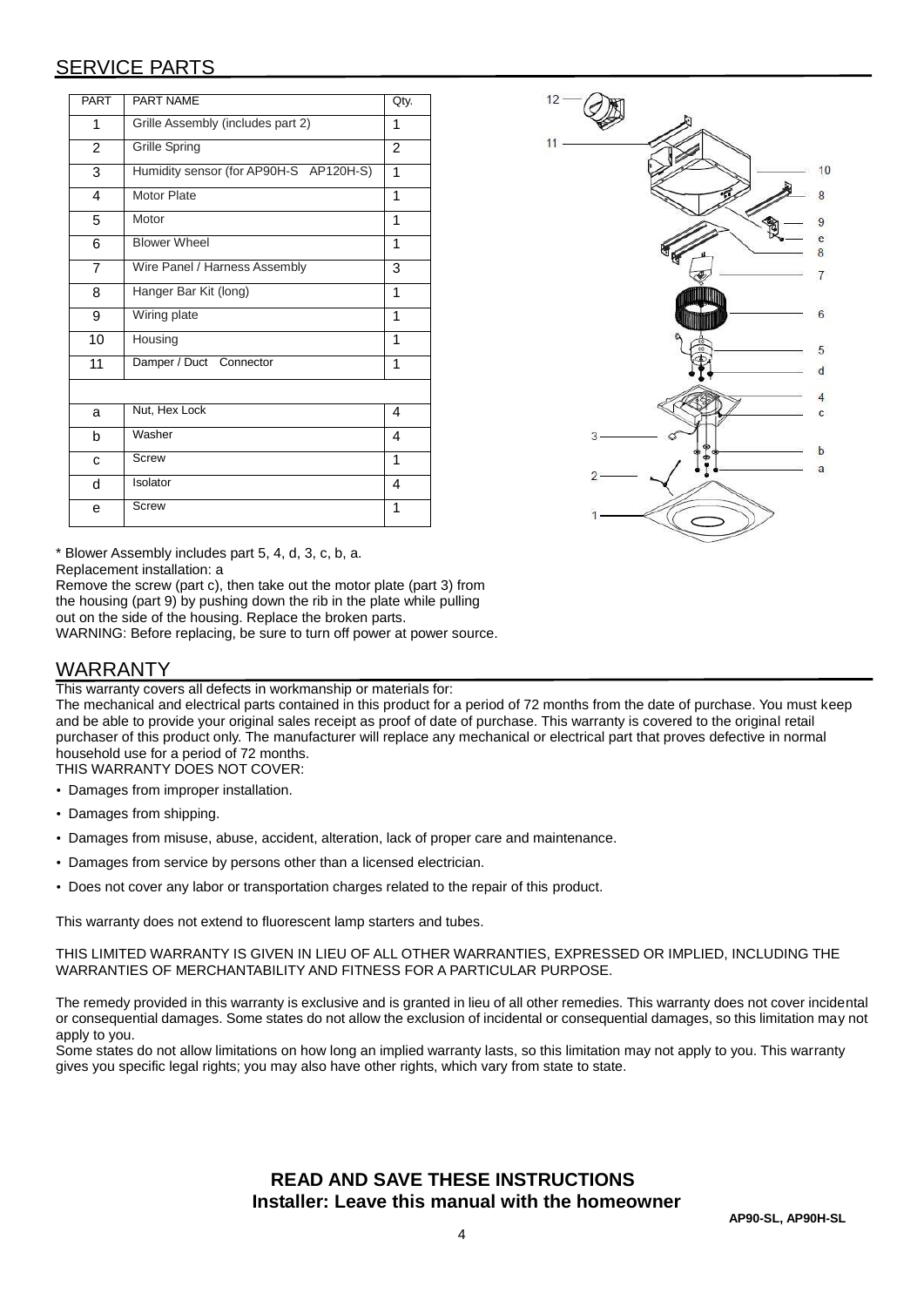## SERVICE PARTS

| PART | PART NAME | Qty. |
|---|---|---|
| 1 | Grille Assembly (includes part 2) | 1 |
| 2 | Grille Spring | 2 |
| 3 | Humidity sensor (for AP90H-S AP120H-S) | 1 |
| 4 | Motor Plate | 1 |
| 5 | Motor | 1 |
| 6 | Blower Wheel | 1 |
| 7 | Wire Panel / Harness Assembly | 3 |
| 8 | Hanger Bar Kit (long) | 1 |
| 9 | Wiring plate | 1 |
| 10 | Housing | 1 |
| 11 | Damper / Duct Connector | 1 |
| | | |
| a | Nut, Hex Lock | 4 |
| b | Washer | 4 |
| c | Screw | 1 |
| d | Isolator | 4 |
| e | Screw | 1 |

12
11
10
8
9
e
8
7
6
5
d
4
c
3
b
a
2
1

* Blower Assembly includes part 5, 4, d, 3, c, b, a.
Replacement installation: a
Remove the screw (part c), then take out the motor plate (part 3) from the housing (part 9) by pushing down the rib in the plate while pulling out on the side of the housing. Replace the broken parts.
WARNING: Before replacing, be sure to turn off power at power source.

## WARRANTY

This warranty covers all defects in workmanship or materials for:
The mechanical and electrical parts contained in this product for a period of 72 months from the date of purchase. You must keep and be able to provide your original sales receipt as proof of date of purchase. This warranty is covered to the original retail purchaser of this product only. The manufacturer will replace any mechanical or electrical part that proves defective in normal household use for a period of 72 months.
THIS WARRANTY DOES NOT COVER:

- Damages from improper installation.
- Damages from shipping.
- Damages from misuse, abuse, accident, alteration, lack of proper care and maintenance.
- Damages from service by persons other than a licensed electrician.
- Does not cover any labor or transportation charges related to the repair of this product.

This warranty does not extend to fluorescent lamp starters and tubes.

THIS LIMITED WARRANTY IS GIVEN IN LIEU OF ALL OTHER WARRANTIES, EXPRESSED OR IMPLIED, INCLUDING THE WARRANTIES OF MERCHANTABILITY AND FITNESS FOR A PARTICULAR PURPOSE.

The remedy provided in this warranty is exclusive and is granted in lieu of all other remedies. This warranty does not cover incidental or consequential damages. Some states do not allow the exclusion of incidental or consequential damages, so this limitation may not apply to you.
Some states do not allow limitations on how long an implied warranty lasts, so this limitation may not apply to you. This warranty gives you specific legal rights; you may also have other rights, which vary from state to state.

**READ AND SAVE THESE INSTRUCTIONS**
**Installer: Leave this manual with the homeowner**

**AP90-SL, AP90H-SL**